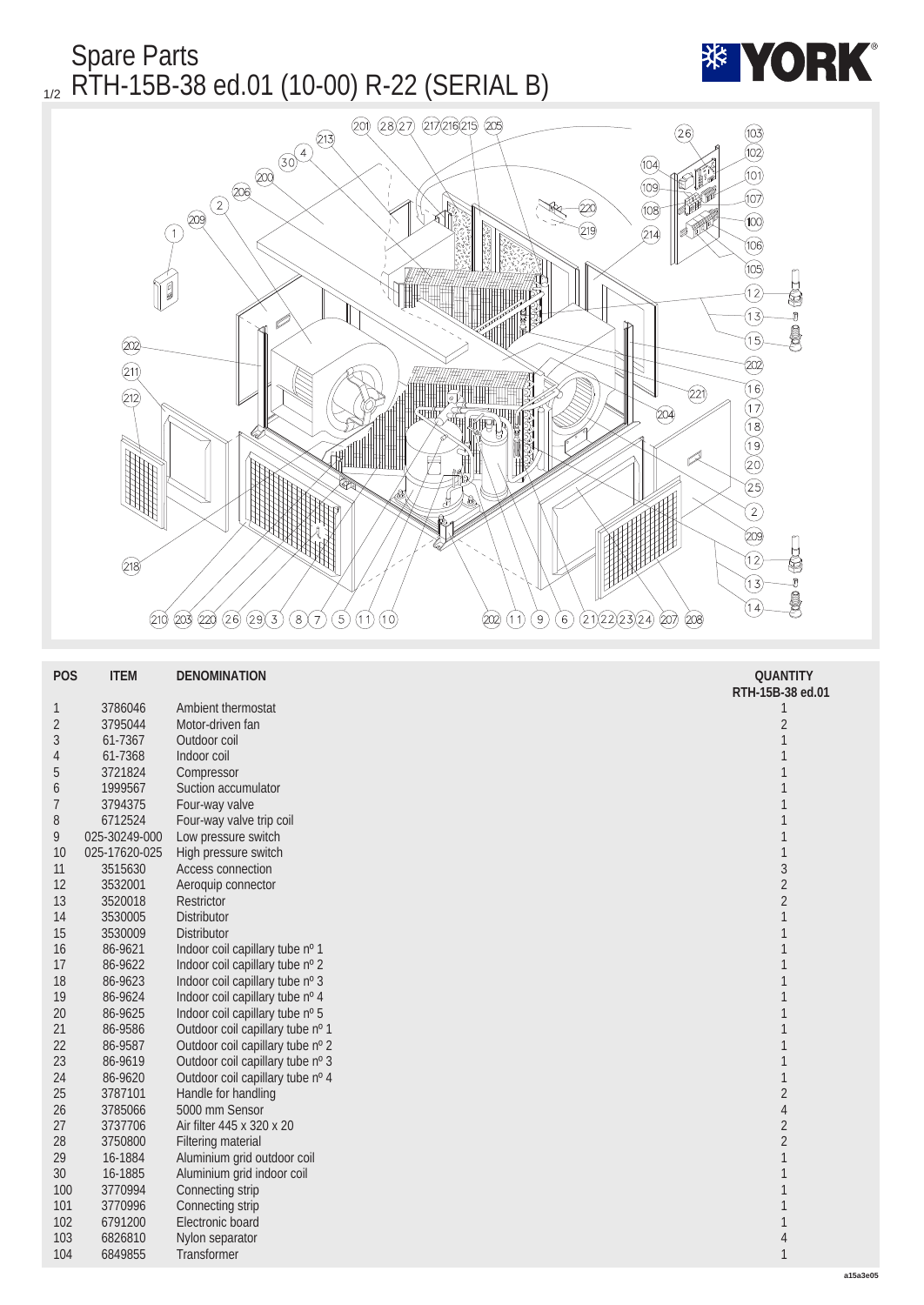# Spare Parts

## RTH-15B-38 ed.01 (10-00) R-22 (SERIAL B)

YORK

| POS | ITEM | DENOMINATION | QUANTITY RTH-15B-38 ed.01 |
|---|---|---|---|
| 1 | 3786046 | Ambient thermostat | 1 |
| 2 | 3795044 | Motor-driven fan | 2 |
| 3 | 61-7367 | Outdoor coil | 1 |
| 4 | 61-7368 | Indoor coil | 1 |
| 5 | 3721824 | Compressor | 1 |
| 6 | 1999567 | Suction accumulator | 1 |
| 7 | 3794375 | Four-way valve | 1 |
| 8 | 6712524 | Four-way valve trip coil | 1 |
| 9 | 025-30249-000 | Low pressure switch | 1 |
| 10 | 025-17620-025 | High pressure switch | 1 |
| 11 | 3515630 | Access connection | 3 |
| 12 | 3532001 | Aeroquip connector | 2 |
| 13 | 3520018 | Restrictor | 2 |
| 14 | 3530005 | Distributor | 1 |
| 15 | 3530009 | Distributor | 1 |
| 16 | 86-9621 | Indoor coil capillary tube nº 1 | 1 |
| 17 | 86-9622 | Indoor coil capillary tube nº 2 | 1 |
| 18 | 86-9623 | Indoor coil capillary tube nº 3 | 1 |
| 19 | 86-9624 | Indoor coil capillary tube nº 4 | 1 |
| 20 | 86-9625 | Indoor coil capillary tube nº 5 | 1 |
| 21 | 86-9586 | Outdoor coil capillary tube nº 1 | 1 |
| 22 | 86-9587 | Outdoor coil capillary tube nº 2 | 1 |
| 23 | 86-9619 | Outdoor coil capillary tube nº 3 | 1 |
| 24 | 86-9620 | Outdoor coil capillary tube nº 4 | 1 |
| 25 | 3787101 | Handle for handling | 2 |
| 26 | 3785066 | 5000 mm Sensor | 4 |
| 27 | 3737706 | Air filter 445 x 320 x 20 | 2 |
| 28 | 3750800 | Filtering material | 2 |
| 29 | 16-1884 | Aluminium grid outdoor coil | 1 |
| 30 | 16-1885 | Aluminium grid indoor coil | 1 |
| 100 | 3770994 | Connecting strip | 1 |
| 101 | 3770996 | Connecting strip | 1 |
| 102 | 6791200 | Electronic board | 1 |
| 103 | 6826810 | Nylon separator | 4 |
| 104 | 6849855 | Transformer | 1 |

a15a3e05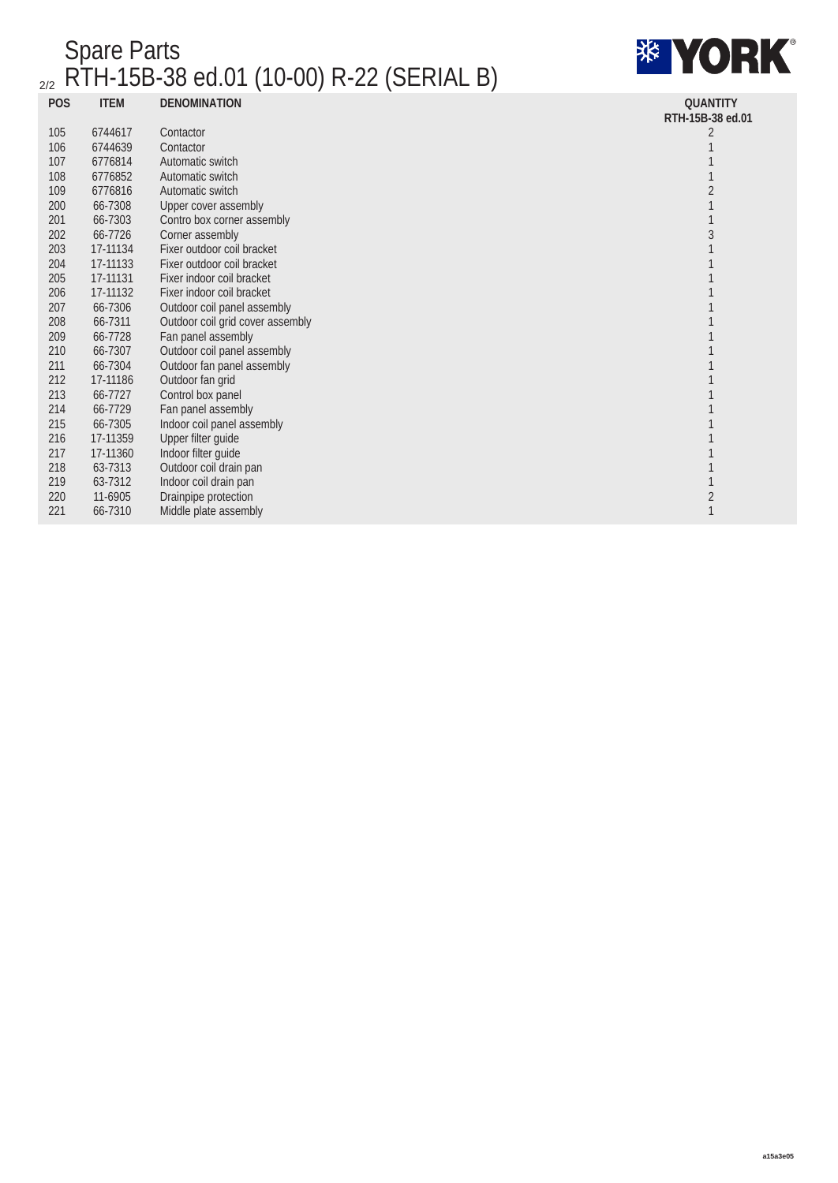# Spare Parts

# RTH-15B-38 ed.01 (10-00) R-22 (SERIAL B)

| POS | ITEM | DENOMINATION | QUANTITY RTH-15B-38 ed.01 |
|---|---|---|---|
| 105 | 6744617 | Contactor | 2 |
| 106 | 6744639 | Contactor | 1 |
| 107 | 6776814 | Automatic switch | 1 |
| 108 | 6776852 | Automatic switch | 1 |
| 109 | 6776816 | Automatic switch | 2 |
| 200 | 66-7308 | Upper cover assembly | 1 |
| 201 | 66-7303 | Contro box corner assembly | 1 |
| 202 | 66-7726 | Corner assembly | 3 |
| 203 | 17-11134 | Fixer outdoor coil bracket | 1 |
| 204 | 17-11133 | Fixer outdoor coil bracket | 1 |
| 205 | 17-11131 | Fixer indoor coil bracket | 1 |
| 206 | 17-11132 | Fixer indoor coil bracket | 1 |
| 207 | 66-7306 | Outdoor coil panel assembly | 1 |
| 208 | 66-7311 | Outdoor coil grid cover assembly | 1 |
| 209 | 66-7728 | Fan panel assembly | 1 |
| 210 | 66-7307 | Outdoor coil panel assembly | 1 |
| 211 | 66-7304 | Outdoor fan panel assembly | 1 |
| 212 | 17-11186 | Outdoor fan grid | 1 |
| 213 | 66-7727 | Control box panel | 1 |
| 214 | 66-7729 | Fan panel assembly | 1 |
| 215 | 66-7305 | Indoor coil panel assembly | 1 |
| 216 | 17-11359 | Upper filter guide | 1 |
| 217 | 17-11360 | Indoor filter guide | 1 |
| 218 | 63-7313 | Outdoor coil drain pan | 1 |
| 219 | 63-7312 | Indoor coil drain pan | 1 |
| 220 | 11-6905 | Drainpipe protection | 2 |
| 221 | 66-7310 | Middle plate assembly | 1 |